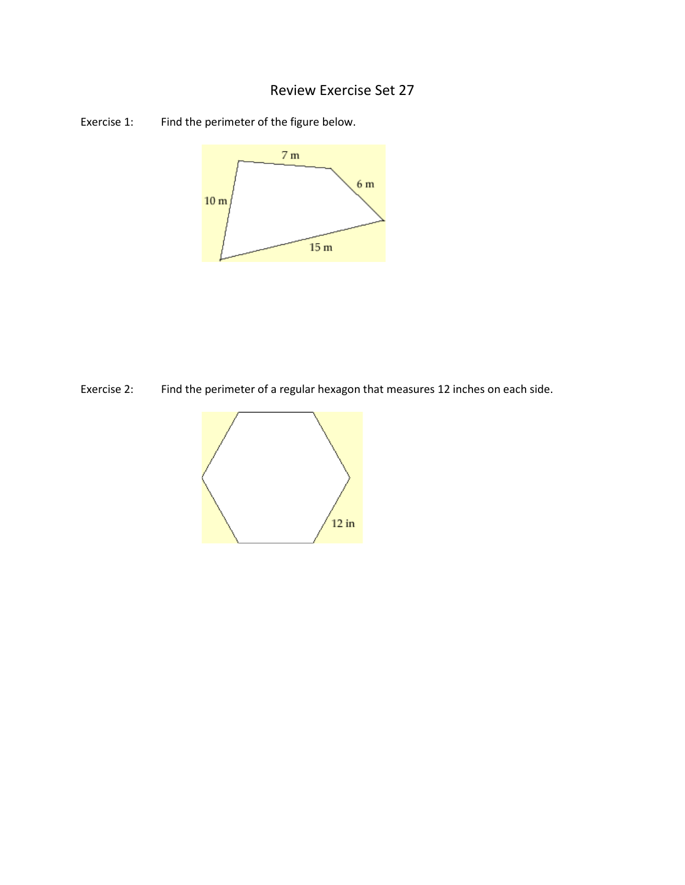# Review Exercise Set 27

Exercise 1: Find the perimeter of the figure below.

7 m

6 m

10 m

15 m

Exercise 2: Find the perimeter of a regular hexagon that measures 12 inches on each side.

12 in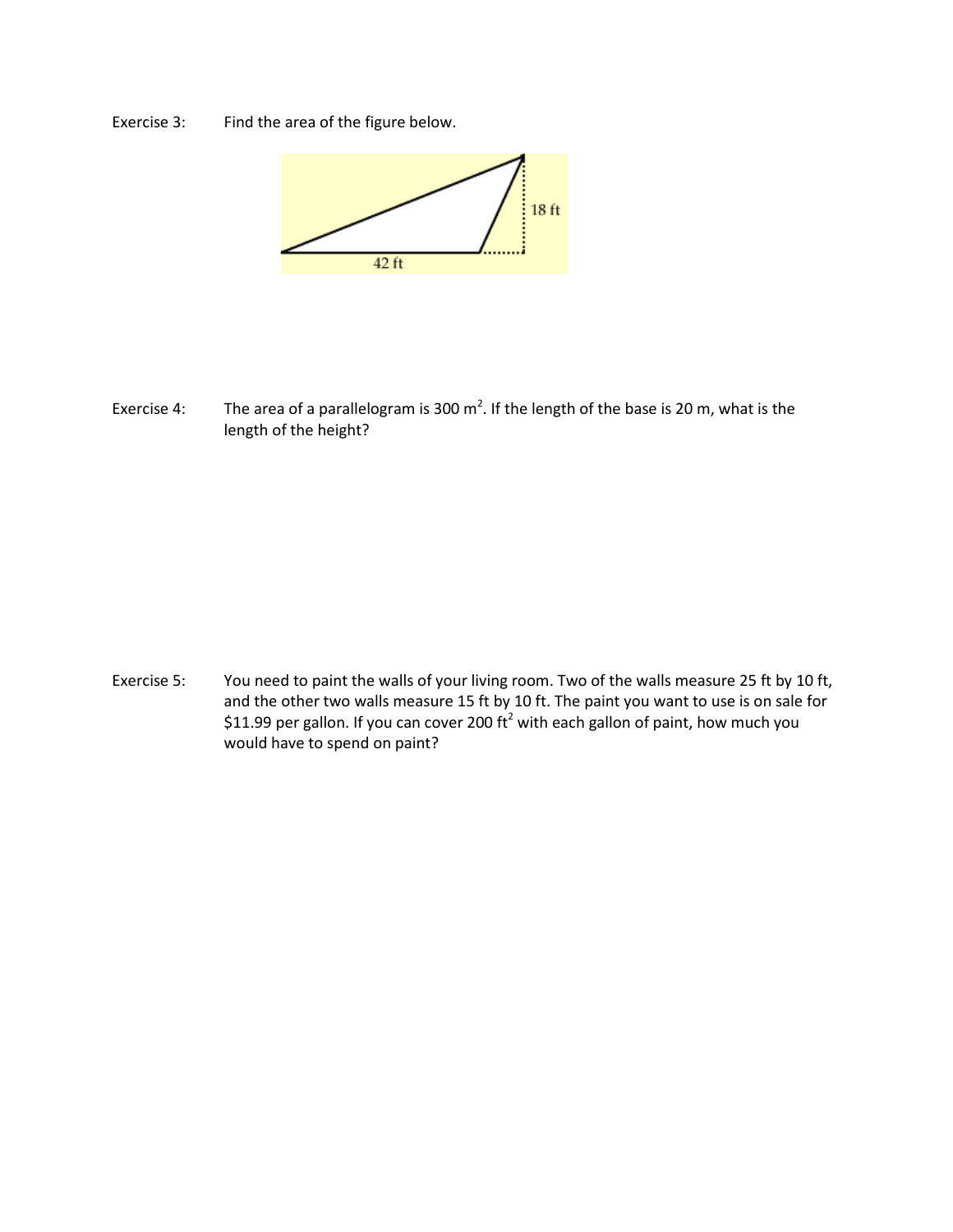Exercise 3: Find the area of the figure below.

18 ft

42 ft

Exercise 4: The area of a parallelogram is 300 $m^2$. If the length of the base is 20 m, what is the length of the height?

Exercise 5: You need to paint the walls of your living room. Two of the walls measure 25 ft by 10 ft, and the other two walls measure 15 ft by 10 ft. The paint you want to use is on sale for $11.99 per gallon. If you can cover 200 $ft^2$ with each gallon of paint, how much you would have to spend on paint?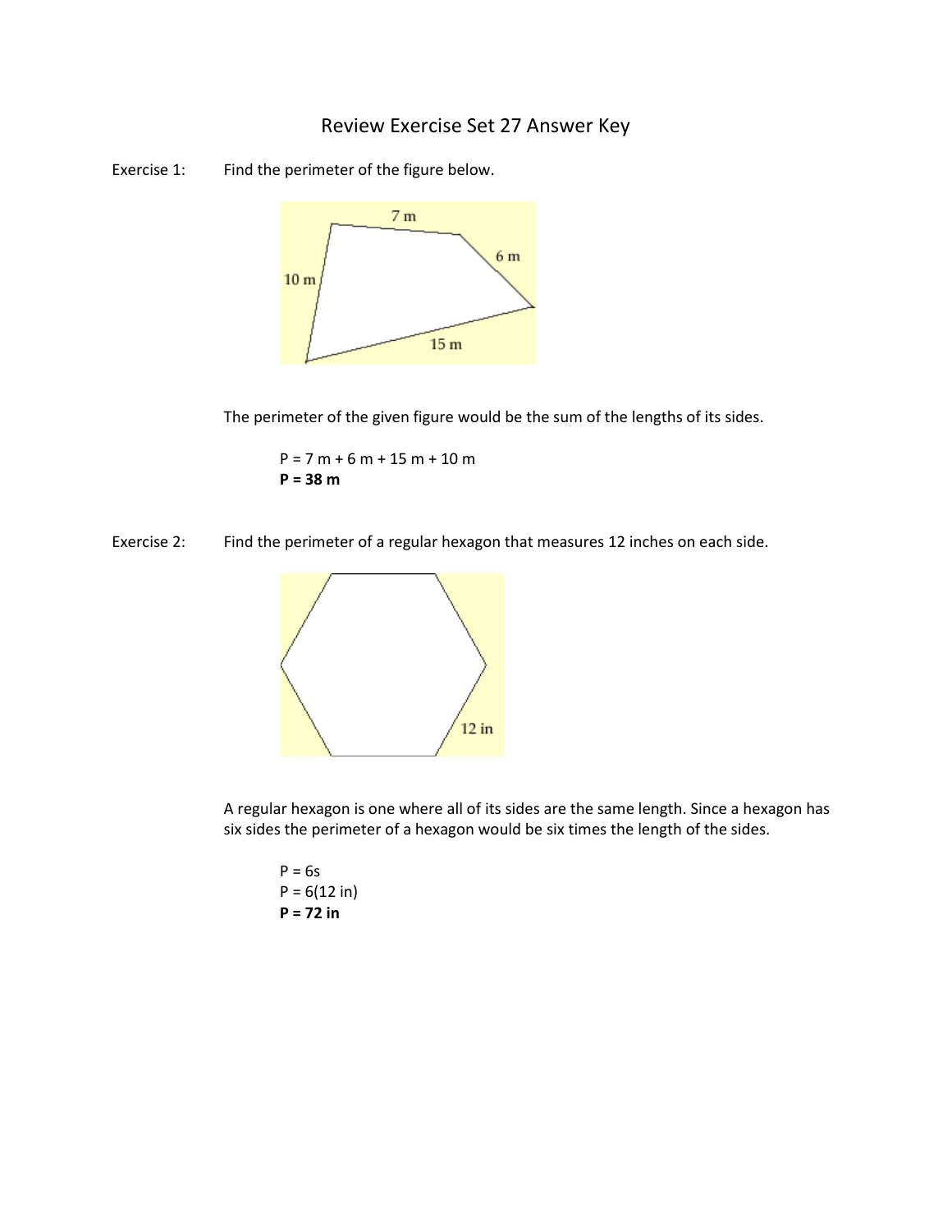# Review Exercise Set 27 Answer Key

Exercise 1: Find the perimeter of the figure below.

The perimeter of the given figure would be the sum of the lengths of its sides.

P = 7 m + 6 m + 15 m + 10 m
**P = 38 m**

Exercise 2: Find the perimeter of a regular hexagon that measures 12 inches on each side.

A regular hexagon is one where all of its sides are the same length. Since a hexagon has six sides the perimeter of a hexagon would be six times the length of the sides.

P = 6s
P = 6(12 in)
**P = 72 in**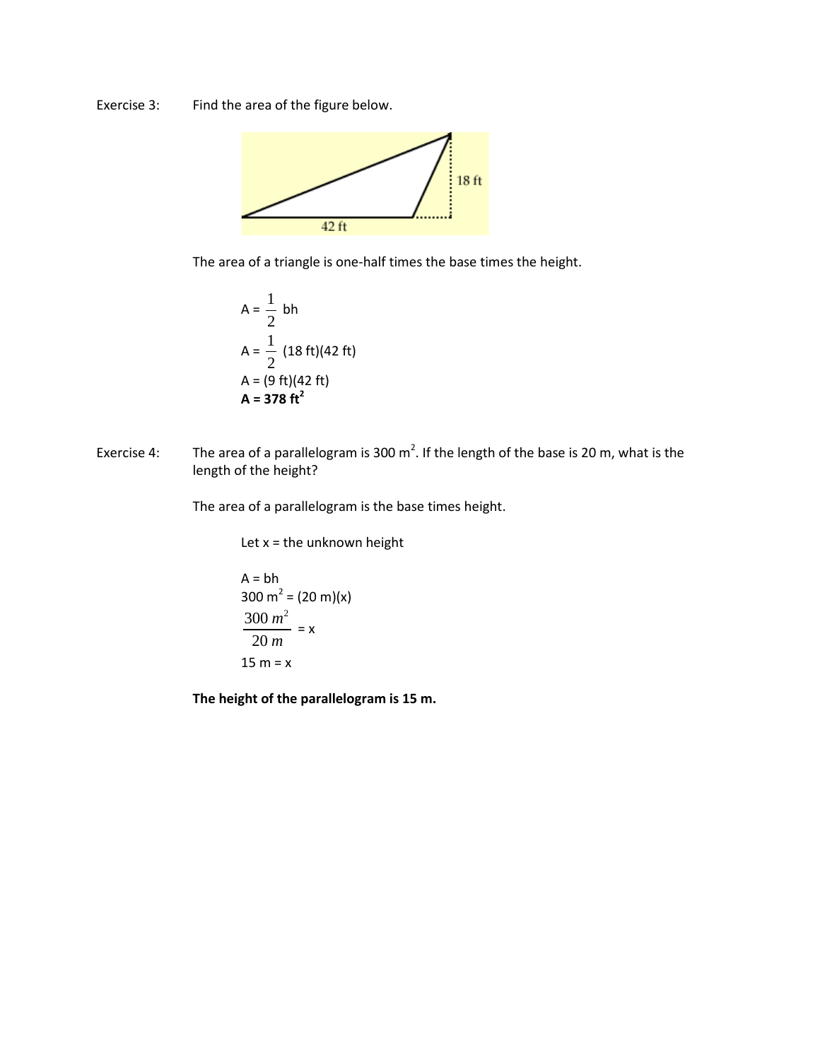Exercise 3: Find the area of the figure below.

The area of a triangle is one-half times the base times the height.

$$A = \frac{1}{2}\ bh$$

$$A = \frac{1}{2}\ (18\text{ ft})(42\text{ ft})$$

$$A = (9\text{ ft})(42\text{ ft})$$

$$\mathbf{A = 378\ ft^2}$$

Exercise 4: The area of a parallelogram is 300 $m^2$. If the length of the base is 20 m, what is the length of the height?

The area of a parallelogram is the base times height.

Let x = the unknown height

$$A = bh$$

$$300\text{ m}^2 = (20\text{ m})(x)$$

$$\frac{300\ m^2}{20\ m} = x$$

$$15\text{ m} = x$$

**The height of the parallelogram is 15 m.**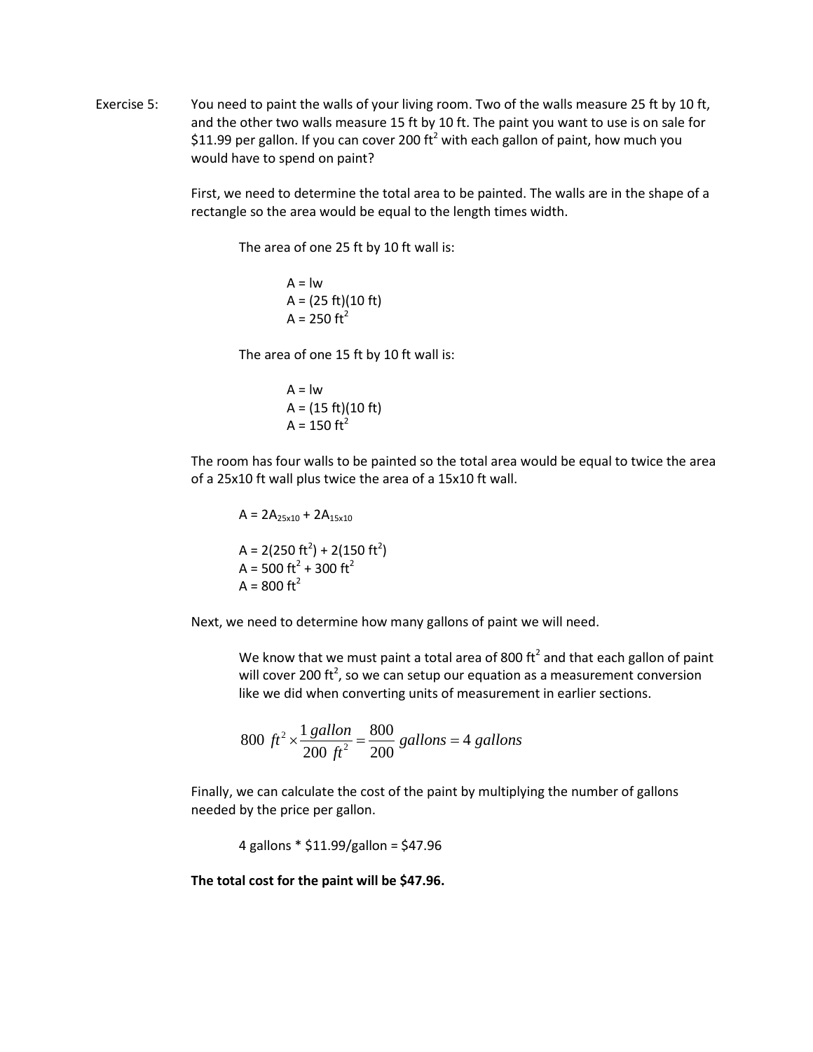Exercise 5: You need to paint the walls of your living room. Two of the walls measure 25 ft by 10 ft, and the other two walls measure 15 ft by 10 ft. The paint you want to use is on sale for \$11.99 per gallon. If you can cover 200 $ft^2$ with each gallon of paint, how much you would have to spend on paint?

First, we need to determine the total area to be painted. The walls are in the shape of a rectangle so the area would be equal to the length times width.

The area of one 25 ft by 10 ft wall is:

$A = lw$
$A = (25\text{ ft})(10\text{ ft})$
$A = 250\text{ ft}^2$

The area of one 15 ft by 10 ft wall is:

$A = lw$
$A = (15\text{ ft})(10\text{ ft})$
$A = 150\text{ ft}^2$

The room has four walls to be painted so the total area would be equal to twice the area of a 25x10 ft wall plus twice the area of a 15x10 ft wall.

$A = 2A_{25x10} + 2A_{15x10}$

$A = 2(250\text{ ft}^2) + 2(150\text{ ft}^2)$
$A = 500\text{ ft}^2 + 300\text{ ft}^2$
$A = 800\text{ ft}^2$

Next, we need to determine how many gallons of paint we will need.

We know that we must paint a total area of 800 $ft^2$ and that each gallon of paint will cover 200 $ft^2$, so we can setup our equation as a measurement conversion like we did when converting units of measurement in earlier sections.

$$800\ ft^2 \times \frac{1\ gallon}{200\ ft^2} = \frac{800}{200}\ gallons = 4\ gallons$$

Finally, we can calculate the cost of the paint by multiplying the number of gallons needed by the price per gallon.

4 gallons * \$11.99/gallon = \$47.96

**The total cost for the paint will be \$47.96.**